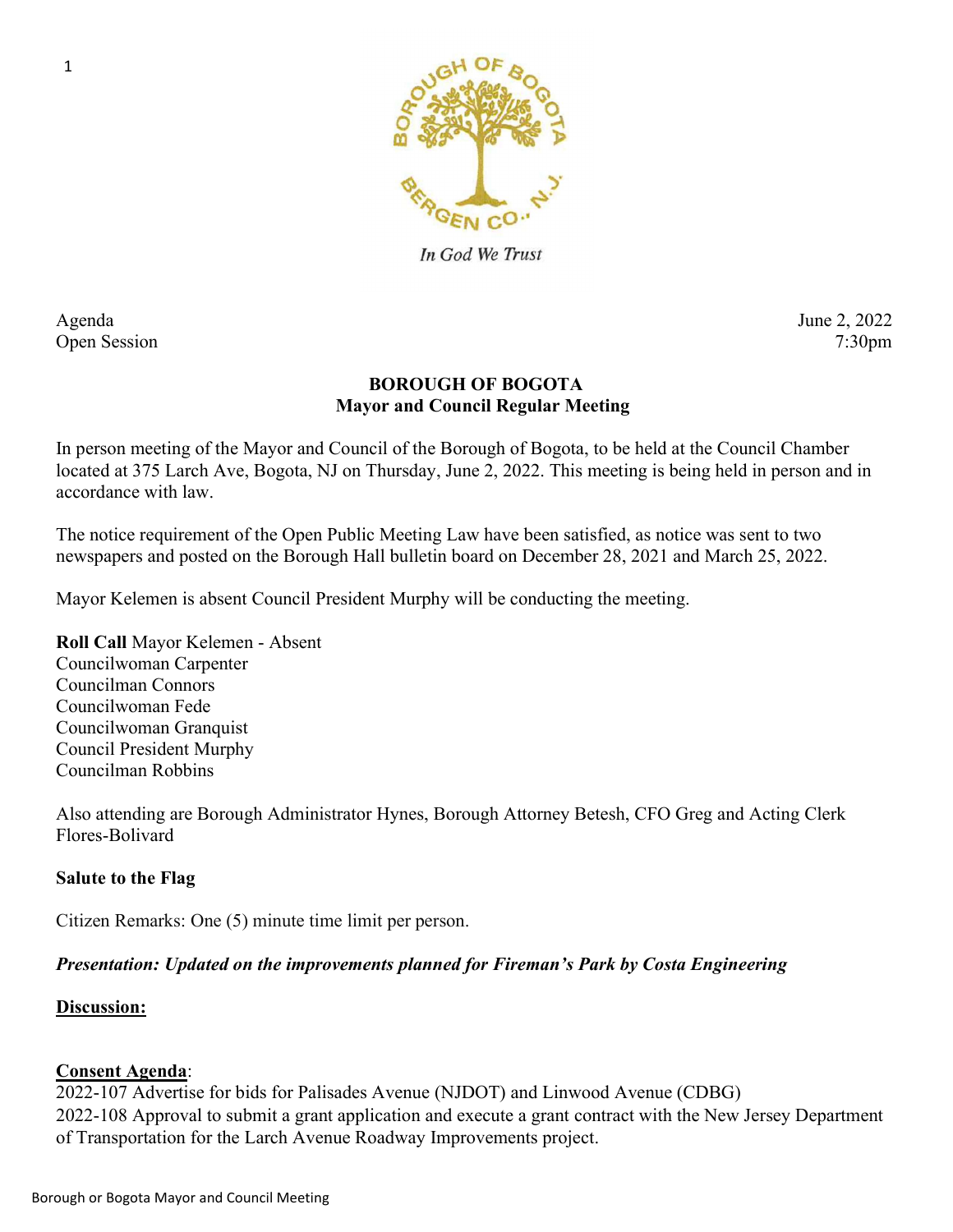Agenda
Open Session

June 2, 2022
7:30pm

# BOROUGH OF BOGOTA
## Mayor and Council Regular Meeting

In person meeting of the Mayor and Council of the Borough of Bogota, to be held at the Council Chamber located at 375 Larch Ave, Bogota, NJ on Thursday, June 2, 2022. This meeting is being held in person and in accordance with law.

The notice requirement of the Open Public Meeting Law have been satisfied, as notice was sent to two newspapers and posted on the Borough Hall bulletin board on December 28, 2021 and March 25, 2022.

Mayor Kelemen is absent Council President Murphy will be conducting the meeting.

**Roll Call** Mayor Kelemen - Absent
Councilwoman Carpenter
Councilman Connors
Councilwoman Fede
Councilwoman Granquist
Council President Murphy
Councilman Robbins

Also attending are Borough Administrator Hynes, Borough Attorney Betesh, CFO Greg and Acting Clerk Flores-Bolivard

**Salute to the Flag**

Citizen Remarks: One (5) minute time limit per person.

***Presentation: Updated on the improvements planned for Fireman's Park by Costa Engineering***

**Discussion:**

**Consent Agenda**:
2022-107 Advertise for bids for Palisades Avenue (NJDOT) and Linwood Avenue (CDBG)
2022-108 Approval to submit a grant application and execute a grant contract with the New Jersey Department of Transportation for the Larch Avenue Roadway Improvements project.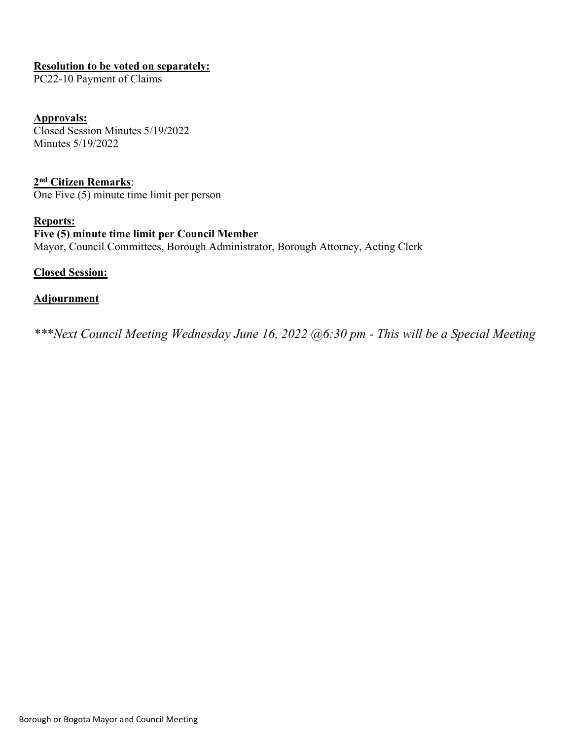**Resolution to be voted on separately:**
PC22-10 Payment of Claims

**Approvals:**
Closed Session Minutes 5/19/2022
Minutes 5/19/2022

**2nd Citizen Remarks**:
One Five (5) minute time limit per person

**Reports:**
**Five (5) minute time limit per Council Member**
Mayor, Council Committees, Borough Administrator, Borough Attorney, Acting Clerk

**Closed Session:**

**Adjournment**

*\*\*\*Next Council Meeting Wednesday June 16, 2022 @6:30 pm - This will be a Special Meeting*